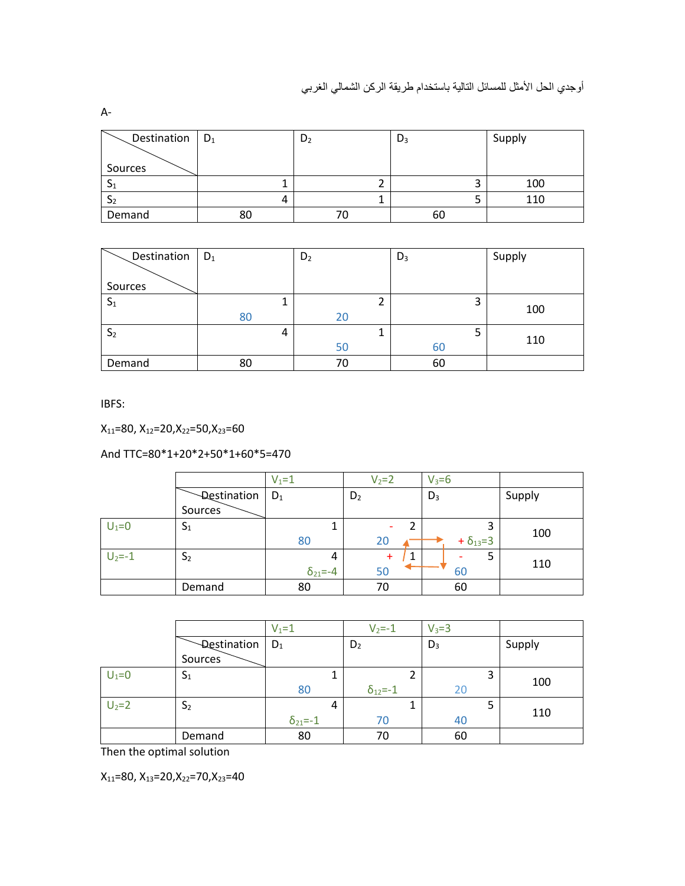أوجدي الحل الأمثل للمسائل التالية باستخدام طريقة الركن الشمالي الغربي

A-

| Destination / Sources | $D_1$ | $D_2$ | $D_3$ | Supply |
|---|---|---|---|---|
| $S_1$ | 1 | 2 | 3 | 100 |
| $S_2$ | 4 | 1 | 5 | 110 |
| Demand | 80 | 70 | 60 | |

| Destination / Sources | $D_1$ | $D_2$ | $D_3$ | Supply |
|---|---|---|---|---|
| $S_1$ | 1 <br> 80 | 2 <br> 20 | 3 | 100 |
| $S_2$ | 4 | 1 <br> 50 | 5 <br> 60 | 110 |
| Demand | 80 | 70 | 60 | |

IBFS:

$X_{11}=80$, $X_{12}=20$, $X_{22}=50$, $X_{23}=60$

And TTC=80*1+20*2+50*1+60*5=470

| | | $V_1=1$ | $V_2=2$ | $V_3=6$ | |
|---|---|---|---|---|---|
| | Destination / Sources | $D_1$ | $D_2$ | $D_3$ | Supply |
| $U_1=0$ | $S_1$ | 1 <br> 80 | - 2 <br> 20 | 3 <br> + $\delta_{13}=3$ | 100 |
| $U_2=-1$ | $S_2$ | 4 <br> $\delta_{21}=-4$ | + 1 <br> 50 | - 5 <br> 60 | 110 |
| | Demand | 80 | 70 | 60 | |

| | | $V_1=1$ | $V_2=-1$ | $V_3=3$ | |
|---|---|---|---|---|---|
| | Destination / Sources | $D_1$ | $D_2$ | $D_3$ | Supply |
| $U_1=0$ | $S_1$ | 1 <br> 80 | 2 <br> $\delta_{12}=-1$ | 3 <br> 20 | 100 |
| $U_2=2$ | $S_2$ | 4 <br> $\delta_{21}=-1$ | 1 <br> 70 | 5 <br> 40 | 110 |
| | Demand | 80 | 70 | 60 | |

Then the optimal solution

$X_{11}=80$, $X_{13}=20$, $X_{22}=70$, $X_{23}=40$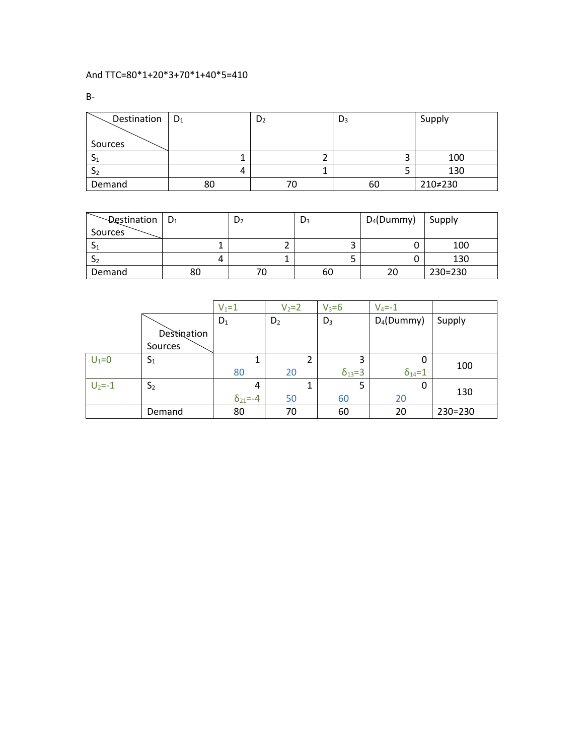And TTC=80*1+20*3+70*1+40*5=410

B-

| Destination / Sources | $D_1$ | $D_2$ | $D_3$ | Supply |
|---|---|---|---|---|
| $S_1$ | 1 | 2 | 3 | 100 |
| $S_2$ | 4 | 1 | 5 | 130 |
| Demand | 80 | 70 | 60 | 210≠230 |

| Destination / Sources | $D_1$ | $D_2$ | $D_3$ | $D_4$(Dummy) | Supply |
|---|---|---|---|---|---|
| $S_1$ | 1 | 2 | 3 | 0 | 100 |
| $S_2$ | 4 | 1 | 5 | 0 | 130 |
| Demand | 80 | 70 | 60 | 20 | 230=230 |

| | | $V_1=1$ | $V_2=2$ | $V_3=6$ | $V_4=-1$ | |
|---|---|---|---|---|---|---|
| | Destination / Sources | $D_1$ | $D_2$ | $D_3$ | $D_4$(Dummy) | Supply |
| $U_1=0$ | $S_1$ | 1<br>80 | 2<br>20 | 3<br>$\delta_{13}=3$ | 0<br>$\delta_{14}=1$ | 100 |
| $U_2=-1$ | $S_2$ | 4<br>$\delta_{21}=-4$ | 1<br>50 | 5<br>60 | 0<br>20 | 130 |
| | Demand | 80 | 70 | 60 | 20 | 230=230 |